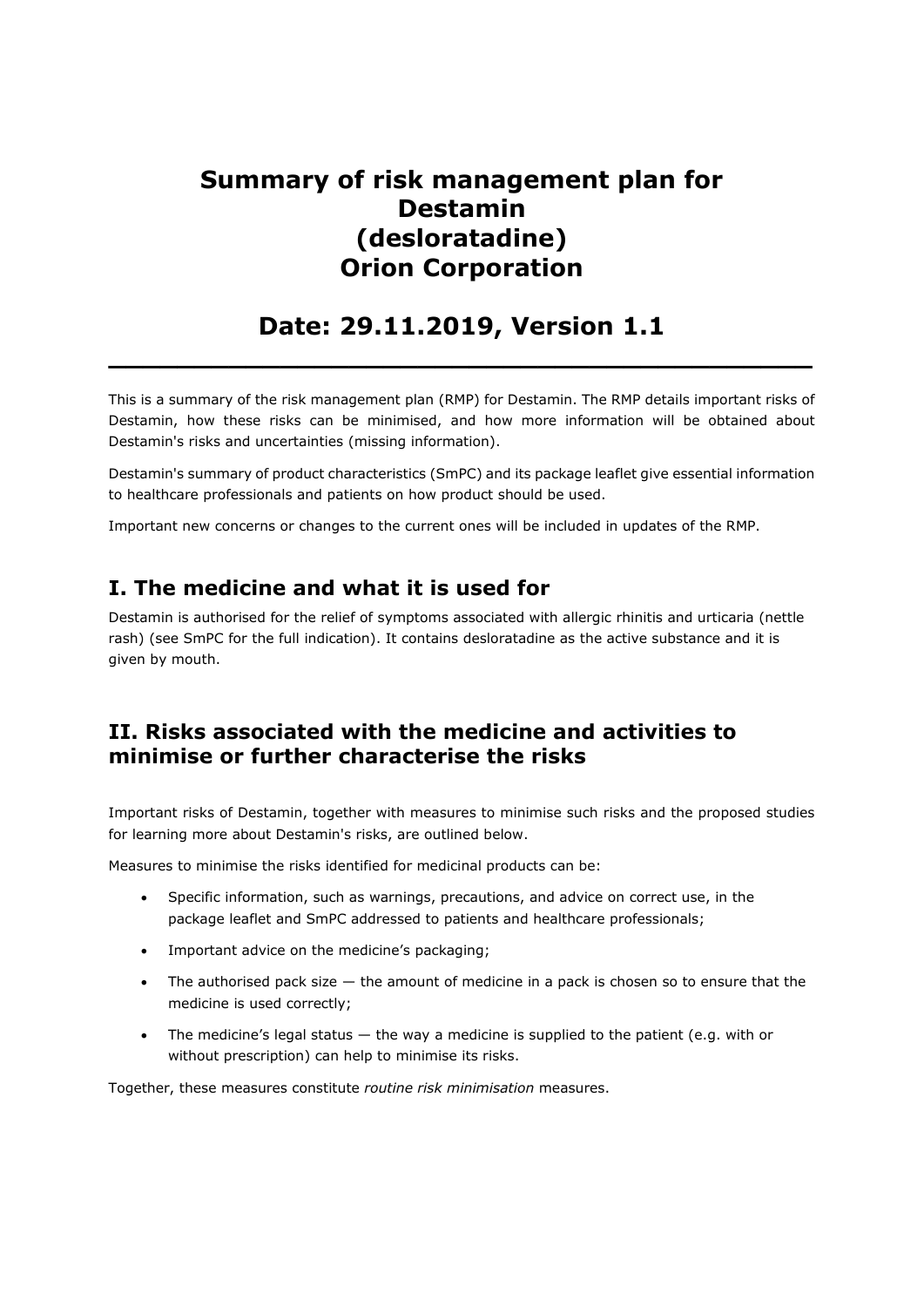# Summary of risk management plan for Destamin (desloratadine) Orion Corporation

## Date: 29.11.2019, Version 1.1

This is a summary of the risk management plan (RMP) for Destamin. The RMP details important risks of Destamin, how these risks can be minimised, and how more information will be obtained about Destamin's risks and uncertainties (missing information).

Destamin's summary of product characteristics (SmPC) and its package leaflet give essential information to healthcare professionals and patients on how product should be used.

Important new concerns or changes to the current ones will be included in updates of the RMP.

## I. The medicine and what it is used for

Destamin is authorised for the relief of symptoms associated with allergic rhinitis and urticaria (nettle rash) (see SmPC for the full indication). It contains desloratadine as the active substance and it is given by mouth.

## II. Risks associated with the medicine and activities to minimise or further characterise the risks

Important risks of Destamin, together with measures to minimise such risks and the proposed studies for learning more about Destamin's risks, are outlined below.

Measures to minimise the risks identified for medicinal products can be:

- Specific information, such as warnings, precautions, and advice on correct use, in the package leaflet and SmPC addressed to patients and healthcare professionals;
- Important advice on the medicine's packaging;
- The authorised pack size — the amount of medicine in a pack is chosen so to ensure that the medicine is used correctly;
- The medicine's legal status — the way a medicine is supplied to the patient (e.g. with or without prescription) can help to minimise its risks.

Together, these measures constitute *routine risk minimisation* measures.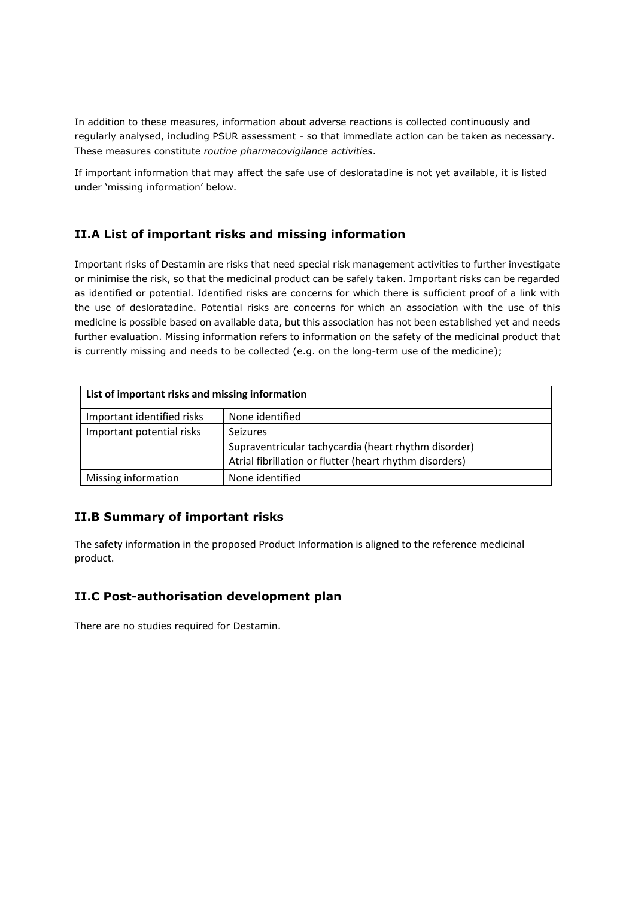In addition to these measures, information about adverse reactions is collected continuously and regularly analysed, including PSUR assessment - so that immediate action can be taken as necessary. These measures constitute *routine pharmacovigilance activities*.

If important information that may affect the safe use of desloratadine is not yet available, it is listed under 'missing information' below.

## II.A List of important risks and missing information

Important risks of Destamin are risks that need special risk management activities to further investigate or minimise the risk, so that the medicinal product can be safely taken. Important risks can be regarded as identified or potential. Identified risks are concerns for which there is sufficient proof of a link with the use of desloratadine. Potential risks are concerns for which an association with the use of this medicine is possible based on available data, but this association has not been established yet and needs further evaluation. Missing information refers to information on the safety of the medicinal product that is currently missing and needs to be collected (e.g. on the long-term use of the medicine);

| **List of important risks and missing information** | |
|---|---|
| Important identified risks | None identified |
| Important potential risks | Seizures<br>Supraventricular tachycardia (heart rhythm disorder)<br>Atrial fibrillation or flutter (heart rhythm disorders) |
| Missing information | None identified |

## II.B Summary of important risks

The safety information in the proposed Product Information is aligned to the reference medicinal product.

## II.C Post-authorisation development plan

There are no studies required for Destamin.